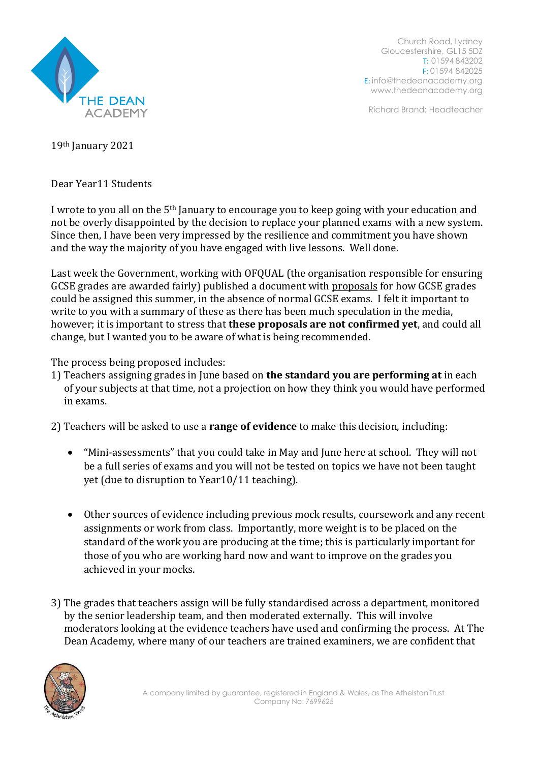Church Road, Lydney
Gloucestershire, GL15 5DZ
T: 01594 843202
F: 01594 842025
E: info@thedeanacademy.org
www.thedeanacademy.org

Richard Brand: Headteacher

19th January 2021

Dear Year11 Students

I wrote to you all on the 5th January to encourage you to keep going with your education and not be overly disappointed by the decision to replace your planned exams with a new system. Since then, I have been very impressed by the resilience and commitment you have shown and the way the majority of you have engaged with live lessons. Well done.

Last week the Government, working with OFQUAL (the organisation responsible for ensuring GCSE grades are awarded fairly) published a document with proposals for how GCSE grades could be assigned this summer, in the absence of normal GCSE exams. I felt it important to write to you with a summary of these as there has been much speculation in the media, however; it is important to stress that **these proposals are not confirmed yet**, and could all change, but I wanted you to be aware of what is being recommended.

The process being proposed includes:

1) Teachers assigning grades in June based on **the standard you are performing at** in each of your subjects at that time, not a projection on how they think you would have performed in exams.

2) Teachers will be asked to use a **range of evidence** to make this decision, including:

   - "Mini-assessments" that you could take in May and June here at school. They will not be a full series of exams and you will not be tested on topics we have not been taught yet (due to disruption to Year10/11 teaching).

   - Other sources of evidence including previous mock results, coursework and any recent assignments or work from class. Importantly, more weight is to be placed on the standard of the work you are producing at the time; this is particularly important for those of you who are working hard now and want to improve on the grades you achieved in your mocks.

3) The grades that teachers assign will be fully standardised across a department, monitored by the senior leadership team, and then moderated externally. This will involve moderators looking at the evidence teachers have used and confirming the process. At The Dean Academy, where many of our teachers are trained examiners, we are confident that

A company limited by guarantee, registered in England & Wales, as The Athelstan Trust
Company No: 7699625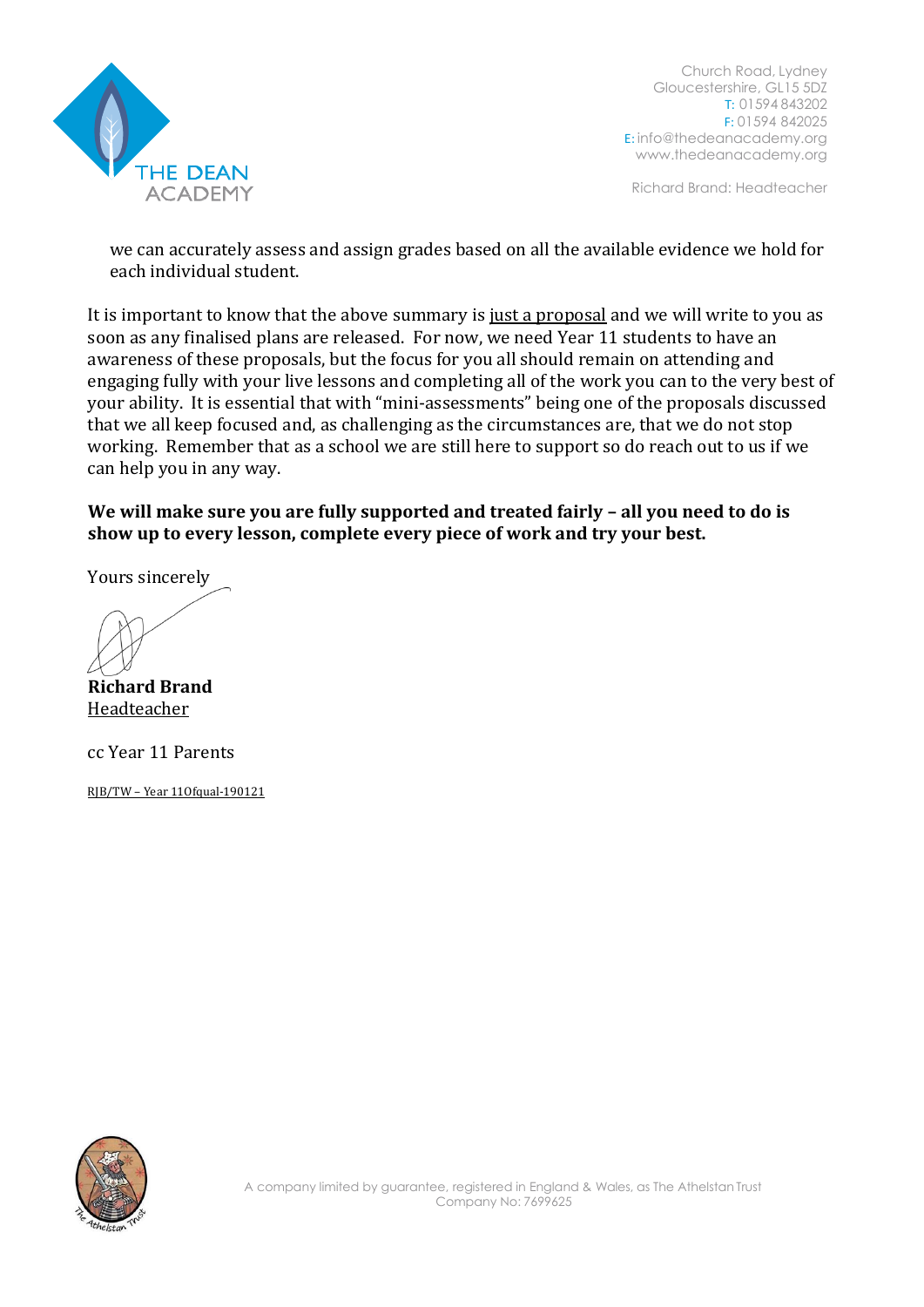we can accurately assess and assign grades based on all the available evidence we hold for each individual student.

It is important to know that the above summary is just a proposal and we will write to you as soon as any finalised plans are released. For now, we need Year 11 students to have an awareness of these proposals, but the focus for you all should remain on attending and engaging fully with your live lessons and completing all of the work you can to the very best of your ability. It is essential that with "mini-assessments" being one of the proposals discussed that we all keep focused and, as challenging as the circumstances are, that we do not stop working. Remember that as a school we are still here to support so do reach out to us if we can help you in any way.

**We will make sure you are fully supported and treated fairly – all you need to do is show up to every lesson, complete every piece of work and try your best.**

Yours sincerely

**Richard Brand**
Headteacher

cc Year 11 Parents

RJB/TW – Year 11Ofqual-190121